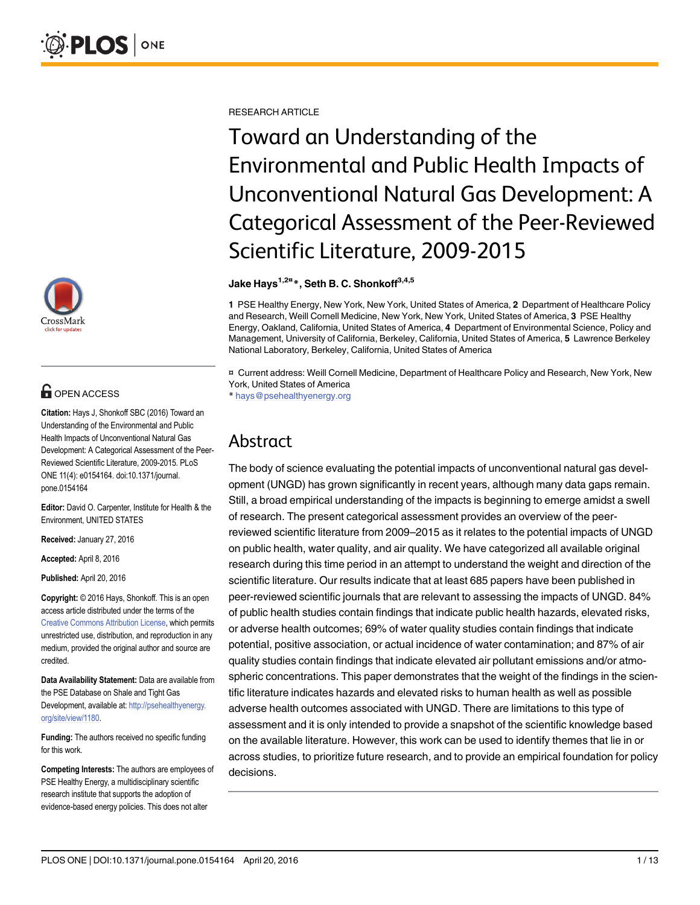RESEARCH ARTICLE

# Toward an Understanding of the Environmental and Public Health Impacts of Unconventional Natural Gas Development: A Categorical Assessment of the Peer-Reviewed Scientific Literature, 2009-2015

**Jake Hays[1,2¤]*, Seth B. C. Shonkoff[3,4,5]**

**1** PSE Healthy Energy, New York, New York, United States of America, **2** Department of Healthcare Policy and Research, Weill Cornell Medicine, New York, New York, United States of America, **3** PSE Healthy Energy, Oakland, California, United States of America, **4** Department of Environmental Science, Policy and Management, University of California, Berkeley, California, United States of America, **5** Lawrence Berkeley National Laboratory, Berkeley, California, United States of America

¤ Current address: Weill Cornell Medicine, Department of Healthcare Policy and Research, New York, New York, United States of America
* hays@psehealthyenergy.org

OPEN ACCESS

**Citation:** Hays J, Shonkoff SBC (2016) Toward an Understanding of the Environmental and Public Health Impacts of Unconventional Natural Gas Development: A Categorical Assessment of the Peer-Reviewed Scientific Literature, 2009-2015. PLoS ONE 11(4): e0154164. doi:10.1371/journal.pone.0154164

**Editor:** David O. Carpenter, Institute for Health & the Environment, UNITED STATES

**Received:** January 27, 2016

**Accepted:** April 8, 2016

**Published:** April 20, 2016

**Copyright:** © 2016 Hays, Shonkoff. This is an open access article distributed under the terms of the Creative Commons Attribution License, which permits unrestricted use, distribution, and reproduction in any medium, provided the original author and source are credited.

**Data Availability Statement:** Data are available from the PSE Database on Shale and Tight Gas Development, available at: http://psehealthyenergy.org/site/view/1180.

**Funding:** The authors received no specific funding for this work.

**Competing Interests:** The authors are employees of PSE Healthy Energy, a multidisciplinary scientific research institute that supports the adoption of evidence-based energy policies. This does not alter

## Abstract

The body of science evaluating the potential impacts of unconventional natural gas development (UNGD) has grown significantly in recent years, although many data gaps remain. Still, a broad empirical understanding of the impacts is beginning to emerge amidst a swell of research. The present categorical assessment provides an overview of the peer-reviewed scientific literature from 2009–2015 as it relates to the potential impacts of UNGD on public health, water quality, and air quality. We have categorized all available original research during this time period in an attempt to understand the weight and direction of the scientific literature. Our results indicate that at least 685 papers have been published in peer-reviewed scientific journals that are relevant to assessing the impacts of UNGD. 84% of public health studies contain findings that indicate public health hazards, elevated risks, or adverse health outcomes; 69% of water quality studies contain findings that indicate potential, positive association, or actual incidence of water contamination; and 87% of air quality studies contain findings that indicate elevated air pollutant emissions and/or atmospheric concentrations. This paper demonstrates that the weight of the findings in the scientific literature indicates hazards and elevated risks to human health as well as possible adverse health outcomes associated with UNGD. There are limitations to this type of assessment and it is only intended to provide a snapshot of the scientific knowledge based on the available literature. However, this work can be used to identify themes that lie in or across studies, to prioritize future research, and to provide an empirical foundation for policy decisions.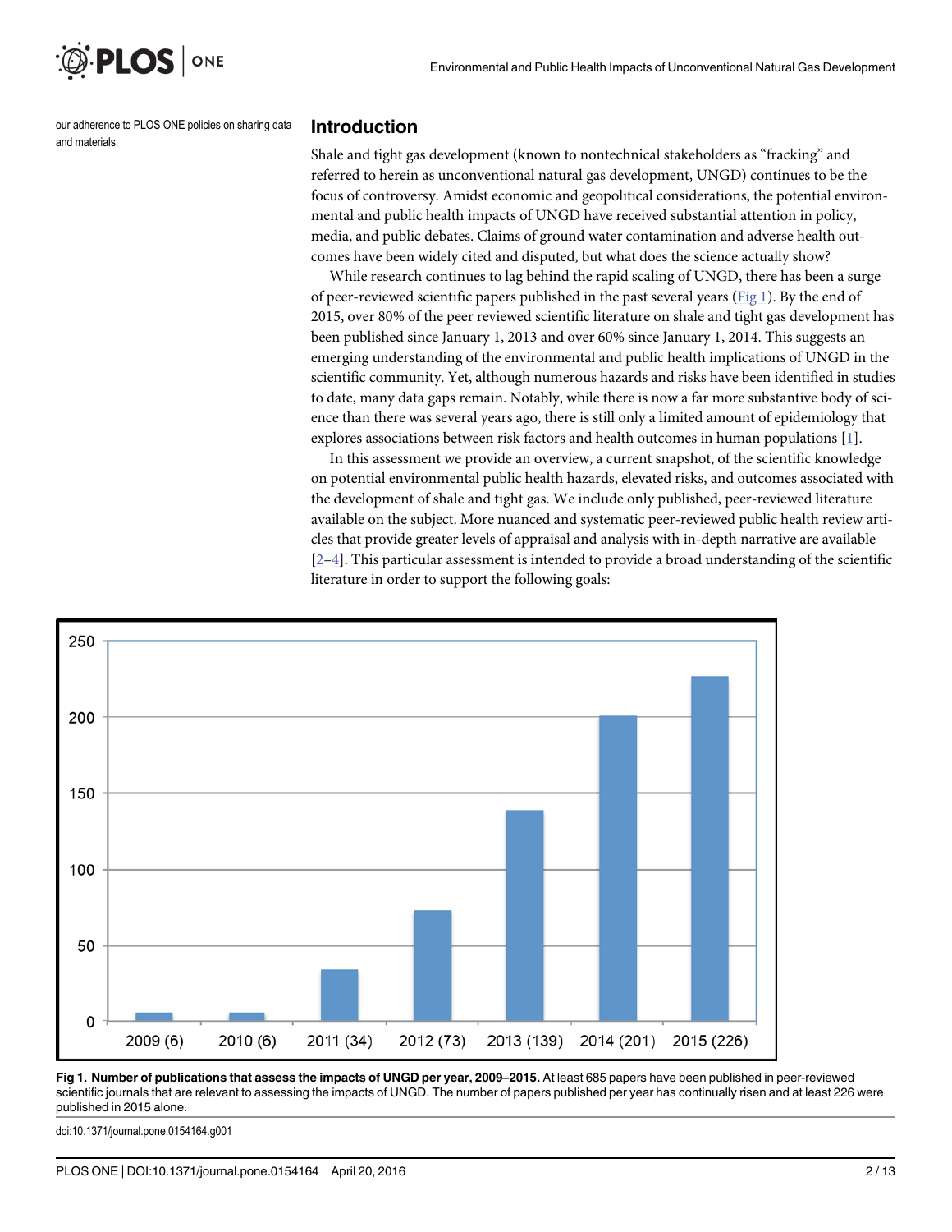our adherence to PLOS ONE policies on sharing data and materials.

## Introduction

Shale and tight gas development (known to nontechnical stakeholders as "fracking" and referred to herein as unconventional natural gas development, UNGD) continues to be the focus of controversy. Amidst economic and geopolitical considerations, the potential environmental and public health impacts of UNGD have received substantial attention in policy, media, and public debates. Claims of ground water contamination and adverse health outcomes have been widely cited and disputed, but what does the science actually show?

While research continues to lag behind the rapid scaling of UNGD, there has been a surge of peer-reviewed scientific papers published in the past several years (Fig 1). By the end of 2015, over 80% of the peer reviewed scientific literature on shale and tight gas development has been published since January 1, 2013 and over 60% since January 1, 2014. This suggests an emerging understanding of the environmental and public health implications of UNGD in the scientific community. Yet, although numerous hazards and risks have been identified in studies to date, many data gaps remain. Notably, while there is now a far more substantive body of science than there was several years ago, there is still only a limited amount of epidemiology that explores associations between risk factors and health outcomes in human populations [1].

In this assessment we provide an overview, a current snapshot, of the scientific knowledge on potential environmental public health hazards, elevated risks, and outcomes associated with the development of shale and tight gas. We include only published, peer-reviewed literature available on the subject. More nuanced and systematic peer-reviewed public health review articles that provide greater levels of appraisal and analysis with in-depth narrative are available [2–4]. This particular assessment is intended to provide a broad understanding of the scientific literature in order to support the following goals:

| Year | Number of publications |
|---|---|
| 2009 | 6 |
| 2010 | 6 |
| 2011 | 34 |
| 2012 | 73 |
| 2013 | 139 |
| 2014 | 201 |
| 2015 | 226 |

**Fig 1. Number of publications that assess the impacts of UNGD per year, 2009–2015.** At least 685 papers have been published in peer-reviewed scientific journals that are relevant to assessing the impacts of UNGD. The number of papers published per year has continually risen and at least 226 were published in 2015 alone.

doi:10.1371/journal.pone.0154164.g001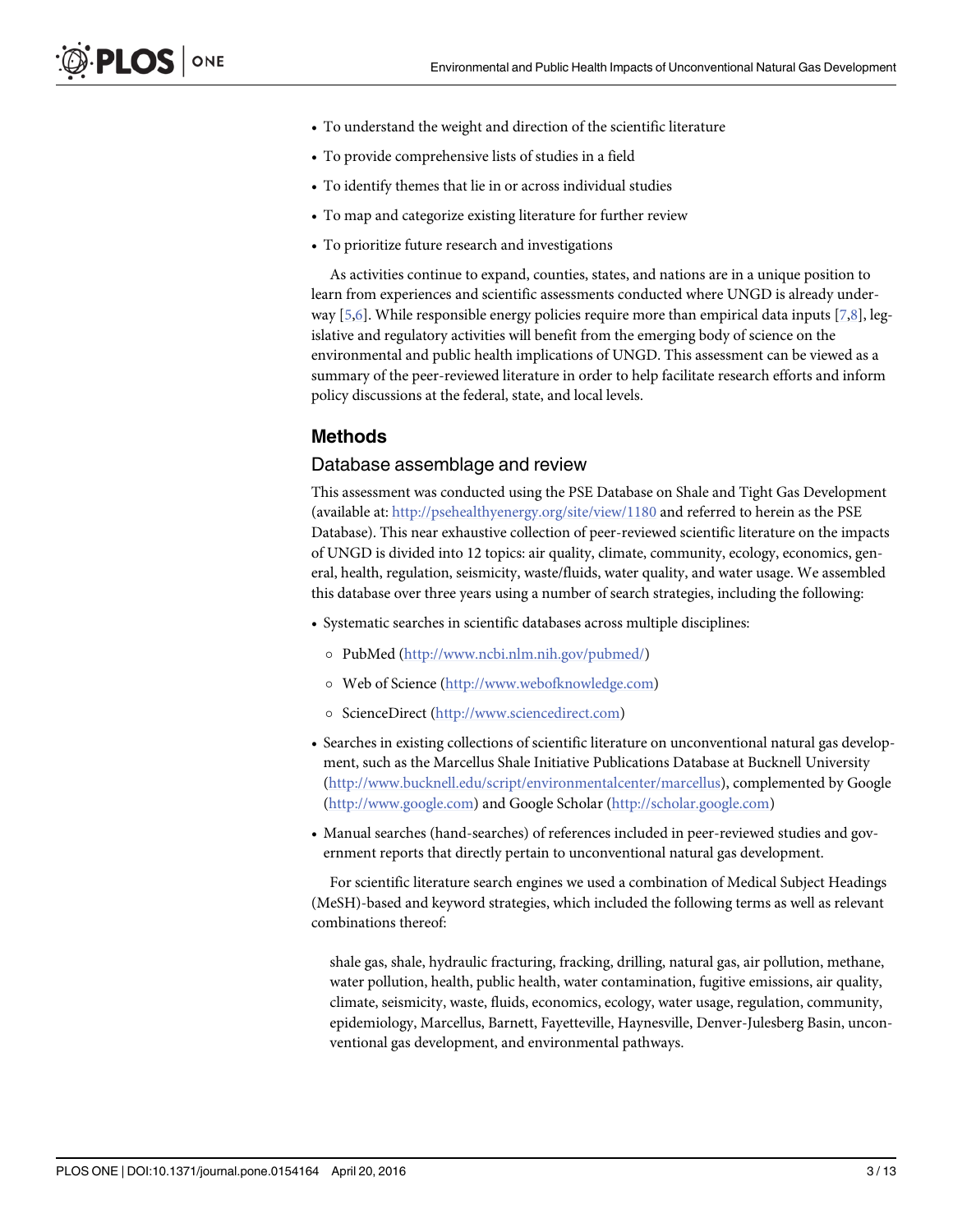- To understand the weight and direction of the scientific literature
- To provide comprehensive lists of studies in a field
- To identify themes that lie in or across individual studies
- To map and categorize existing literature for further review
- To prioritize future research and investigations

As activities continue to expand, counties, states, and nations are in a unique position to learn from experiences and scientific assessments conducted where UNGD is already underway [5,6]. While responsible energy policies require more than empirical data inputs [7,8], legislative and regulatory activities will benefit from the emerging body of science on the environmental and public health implications of UNGD. This assessment can be viewed as a summary of the peer-reviewed literature in order to help facilitate research efforts and inform policy discussions at the federal, state, and local levels.

## Methods

### Database assemblage and review

This assessment was conducted using the PSE Database on Shale and Tight Gas Development (available at: http://psehealthyenergy.org/site/view/1180 and referred to herein as the PSE Database). This near exhaustive collection of peer-reviewed scientific literature on the impacts of UNGD is divided into 12 topics: air quality, climate, community, ecology, economics, general, health, regulation, seismicity, waste/fluids, water quality, and water usage. We assembled this database over three years using a number of search strategies, including the following:

- Systematic searches in scientific databases across multiple disciplines:
  - PubMed (http://www.ncbi.nlm.nih.gov/pubmed/)
  - Web of Science (http://www.webofknowledge.com)
  - ScienceDirect (http://www.sciencedirect.com)
- Searches in existing collections of scientific literature on unconventional natural gas development, such as the Marcellus Shale Initiative Publications Database at Bucknell University (http://www.bucknell.edu/script/environmentalcenter/marcellus), complemented by Google (http://www.google.com) and Google Scholar (http://scholar.google.com)
- Manual searches (hand-searches) of references included in peer-reviewed studies and government reports that directly pertain to unconventional natural gas development.

For scientific literature search engines we used a combination of Medical Subject Headings (MeSH)-based and keyword strategies, which included the following terms as well as relevant combinations thereof:

> shale gas, shale, hydraulic fracturing, fracking, drilling, natural gas, air pollution, methane, water pollution, health, public health, water contamination, fugitive emissions, air quality, climate, seismicity, waste, fluids, economics, ecology, water usage, regulation, community, epidemiology, Marcellus, Barnett, Fayetteville, Haynesville, Denver-Julesberg Basin, unconventional gas development, and environmental pathways.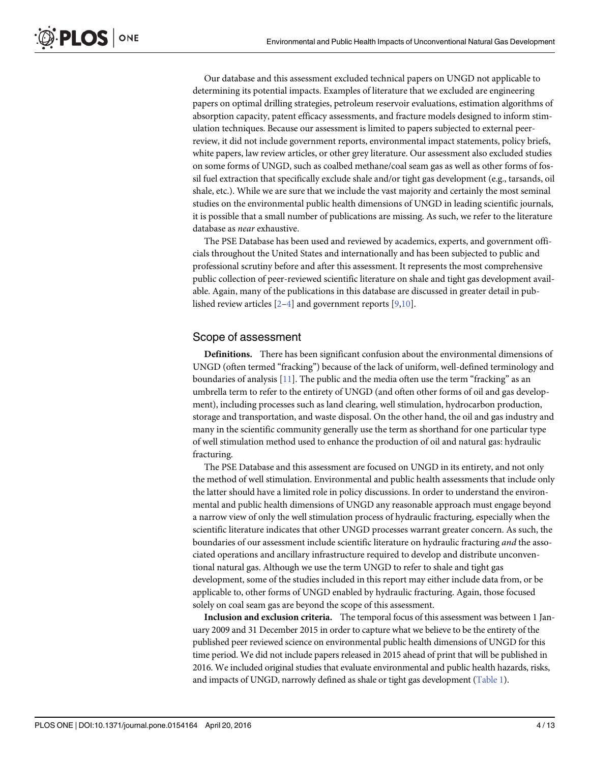Our database and this assessment excluded technical papers on UNGD not applicable to determining its potential impacts. Examples of literature that we excluded are engineering papers on optimal drilling strategies, petroleum reservoir evaluations, estimation algorithms of absorption capacity, patent efficacy assessments, and fracture models designed to inform stimulation techniques. Because our assessment is limited to papers subjected to external peer-review, it did not include government reports, environmental impact statements, policy briefs, white papers, law review articles, or other grey literature. Our assessment also excluded studies on some forms of UNGD, such as coalbed methane/coal seam gas as well as other forms of fossil fuel extraction that specifically exclude shale and/or tight gas development (e.g., tarsands, oil shale, etc.). While we are sure that we include the vast majority and certainly the most seminal studies on the environmental public health dimensions of UNGD in leading scientific journals, it is possible that a small number of publications are missing. As such, we refer to the literature database as *near* exhaustive.

The PSE Database has been used and reviewed by academics, experts, and government officials throughout the United States and internationally and has been subjected to public and professional scrutiny before and after this assessment. It represents the most comprehensive public collection of peer-reviewed scientific literature on shale and tight gas development available. Again, many of the publications in this database are discussed in greater detail in published review articles [2–4] and government reports [9,10].

## Scope of assessment

**Definitions.** There has been significant confusion about the environmental dimensions of UNGD (often termed "fracking") because of the lack of uniform, well-defined terminology and boundaries of analysis [11]. The public and the media often use the term "fracking" as an umbrella term to refer to the entirety of UNGD (and often other forms of oil and gas development), including processes such as land clearing, well stimulation, hydrocarbon production, storage and transportation, and waste disposal. On the other hand, the oil and gas industry and many in the scientific community generally use the term as shorthand for one particular type of well stimulation method used to enhance the production of oil and natural gas: hydraulic fracturing.

The PSE Database and this assessment are focused on UNGD in its entirety, and not only the method of well stimulation. Environmental and public health assessments that include only the latter should have a limited role in policy discussions. In order to understand the environmental and public health dimensions of UNGD any reasonable approach must engage beyond a narrow view of only the well stimulation process of hydraulic fracturing, especially when the scientific literature indicates that other UNGD processes warrant greater concern. As such, the boundaries of our assessment include scientific literature on hydraulic fracturing *and* the associated operations and ancillary infrastructure required to develop and distribute unconventional natural gas. Although we use the term UNGD to refer to shale and tight gas development, some of the studies included in this report may either include data from, or be applicable to, other forms of UNGD enabled by hydraulic fracturing. Again, those focused solely on coal seam gas are beyond the scope of this assessment.

**Inclusion and exclusion criteria.** The temporal focus of this assessment was between 1 January 2009 and 31 December 2015 in order to capture what we believe to be the entirety of the published peer reviewed science on environmental public health dimensions of UNGD for this time period. We did not include papers released in 2015 ahead of print that will be published in 2016. We included original studies that evaluate environmental and public health hazards, risks, and impacts of UNGD, narrowly defined as shale or tight gas development (Table 1).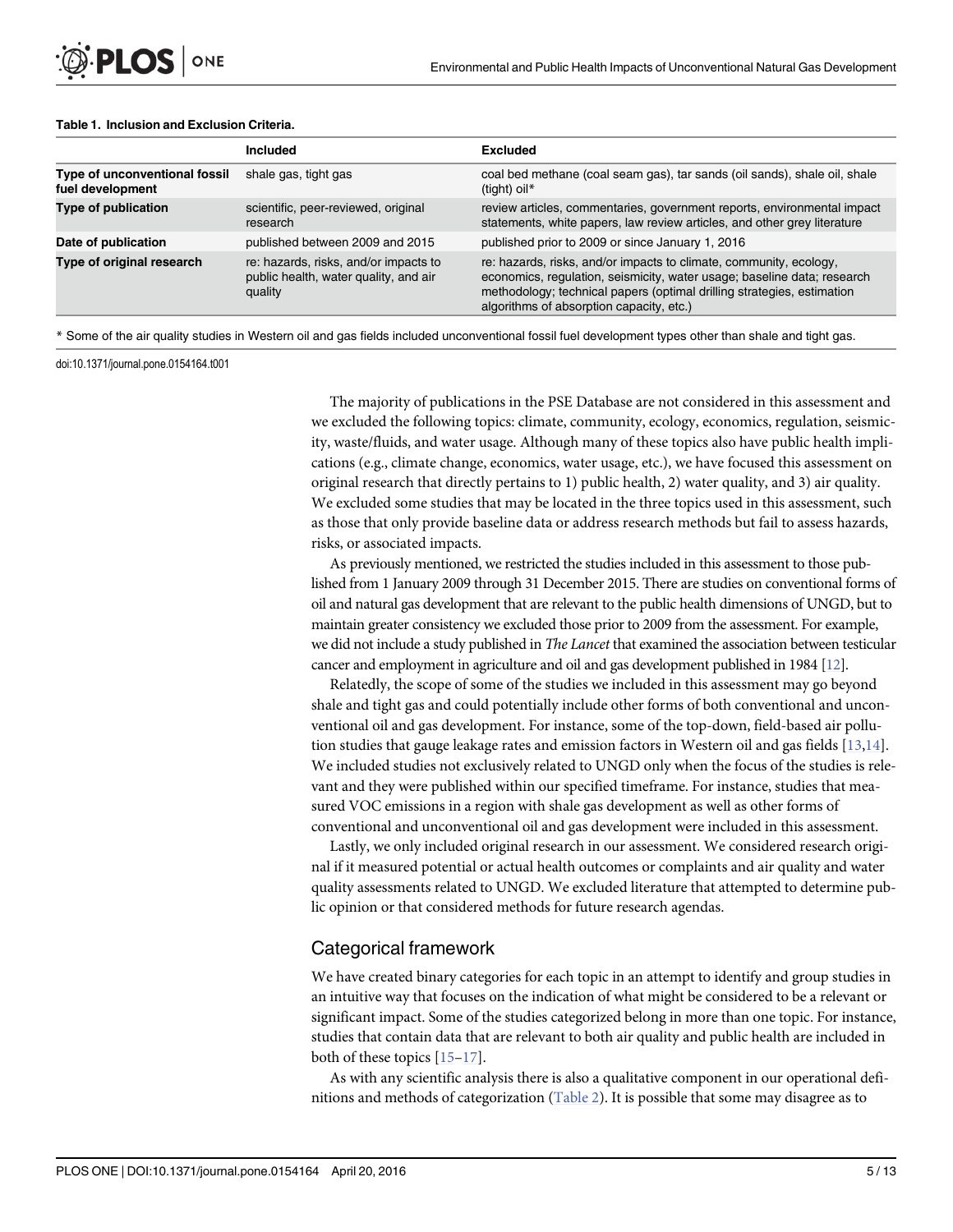**Table 1. Inclusion and Exclusion Criteria.**

| | Included | Excluded |
|---|---|---|
| **Type of unconventional fossil fuel development** | shale gas, tight gas | coal bed methane (coal seam gas), tar sands (oil sands), shale oil, shale (tight) oil* |
| **Type of publication** | scientific, peer-reviewed, original research | review articles, commentaries, government reports, environmental impact statements, white papers, law review articles, and other grey literature |
| **Date of publication** | published between 2009 and 2015 | published prior to 2009 or since January 1, 2016 |
| **Type of original research** | re: hazards, risks, and/or impacts to public health, water quality, and air quality | re: hazards, risks, and/or impacts to climate, community, ecology, economics, regulation, seismicity, water usage; baseline data; research methodology; technical papers (optimal drilling strategies, estimation algorithms of absorption capacity, etc.) |

* Some of the air quality studies in Western oil and gas fields included unconventional fossil fuel development types other than shale and tight gas.

doi:10.1371/journal.pone.0154164.t001

The majority of publications in the PSE Database are not considered in this assessment and we excluded the following topics: climate, community, ecology, economics, regulation, seismicity, waste/fluids, and water usage. Although many of these topics also have public health implications (e.g., climate change, economics, water usage, etc.), we have focused this assessment on original research that directly pertains to 1) public health, 2) water quality, and 3) air quality. We excluded some studies that may be located in the three topics used in this assessment, such as those that only provide baseline data or address research methods but fail to assess hazards, risks, or associated impacts.

As previously mentioned, we restricted the studies included in this assessment to those published from 1 January 2009 through 31 December 2015. There are studies on conventional forms of oil and natural gas development that are relevant to the public health dimensions of UNGD, but to maintain greater consistency we excluded those prior to 2009 from the assessment. For example, we did not include a study published in *The Lancet* that examined the association between testicular cancer and employment in agriculture and oil and gas development published in 1984 [12].

Relatedly, the scope of some of the studies we included in this assessment may go beyond shale and tight gas and could potentially include other forms of both conventional and unconventional oil and gas development. For instance, some of the top-down, field-based air pollution studies that gauge leakage rates and emission factors in Western oil and gas fields [13,14]. We included studies not exclusively related to UNGD only when the focus of the studies is relevant and they were published within our specified timeframe. For instance, studies that measured VOC emissions in a region with shale gas development as well as other forms of conventional and unconventional oil and gas development were included in this assessment.

Lastly, we only included original research in our assessment. We considered research original if it measured potential or actual health outcomes or complaints and air quality and water quality assessments related to UNGD. We excluded literature that attempted to determine public opinion or that considered methods for future research agendas.

## Categorical framework

We have created binary categories for each topic in an attempt to identify and group studies in an intuitive way that focuses on the indication of what might be considered to be a relevant or significant impact. Some of the studies categorized belong in more than one topic. For instance, studies that contain data that are relevant to both air quality and public health are included in both of these topics [15–17].

As with any scientific analysis there is also a qualitative component in our operational definitions and methods of categorization (Table 2). It is possible that some may disagree as to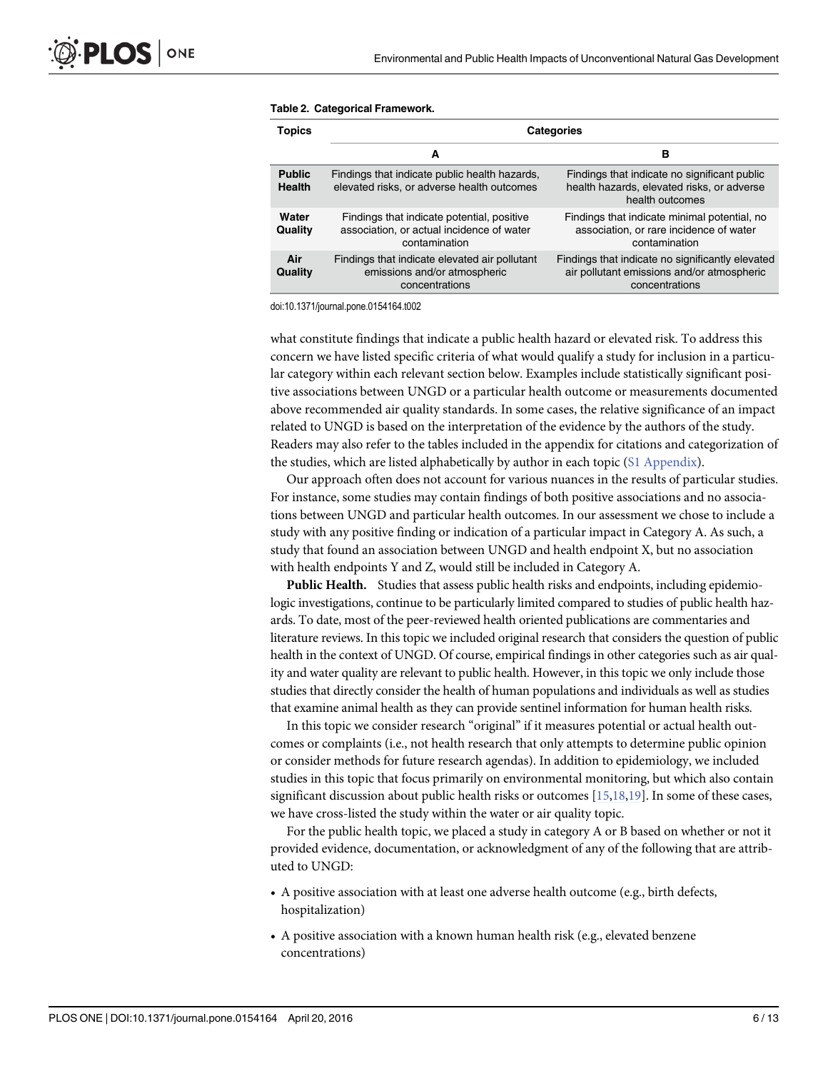**Table 2. Categorical Framework.**

| Topics | Categories | |
|---|---|---|
| | **A** | **B** |
| **Public Health** | Findings that indicate public health hazards, elevated risks, or adverse health outcomes | Findings that indicate no significant public health hazards, elevated risks, or adverse health outcomes |
| **Water Quality** | Findings that indicate potential, positive association, or actual incidence of water contamination | Findings that indicate minimal potential, no association, or rare incidence of water contamination |
| **Air Quality** | Findings that indicate elevated air pollutant emissions and/or atmospheric concentrations | Findings that indicate no significantly elevated air pollutant emissions and/or atmospheric concentrations |

doi:10.1371/journal.pone.0154164.t002

what constitute findings that indicate a public health hazard or elevated risk. To address this concern we have listed specific criteria of what would qualify a study for inclusion in a particular category within each relevant section below. Examples include statistically significant positive associations between UNGD or a particular health outcome or measurements documented above recommended air quality standards. In some cases, the relative significance of an impact related to UNGD is based on the interpretation of the evidence by the authors of the study. Readers may also refer to the tables included in the appendix for citations and categorization of the studies, which are listed alphabetically by author in each topic (S1 Appendix).

Our approach often does not account for various nuances in the results of particular studies. For instance, some studies may contain findings of both positive associations and no associations between UNGD and particular health outcomes. In our assessment we chose to include a study with any positive finding or indication of a particular impact in Category A. As such, a study that found an association between UNGD and health endpoint X, but no association with health endpoints Y and Z, would still be included in Category A.

**Public Health.** Studies that assess public health risks and endpoints, including epidemiologic investigations, continue to be particularly limited compared to studies of public health hazards. To date, most of the peer-reviewed health oriented publications are commentaries and literature reviews. In this topic we included original research that considers the question of public health in the context of UNGD. Of course, empirical findings in other categories such as air quality and water quality are relevant to public health. However, in this topic we only include those studies that directly consider the health of human populations and individuals as well as studies that examine animal health as they can provide sentinel information for human health risks.

In this topic we consider research "original" if it measures potential or actual health outcomes or complaints (i.e., not health research that only attempts to determine public opinion or consider methods for future research agendas). In addition to epidemiology, we included studies in this topic that focus primarily on environmental monitoring, but which also contain significant discussion about public health risks or outcomes [15,18,19]. In some of these cases, we have cross-listed the study within the water or air quality topic.

For the public health topic, we placed a study in category A or B based on whether or not it provided evidence, documentation, or acknowledgment of any of the following that are attributed to UNGD:

- A positive association with at least one adverse health outcome (e.g., birth defects, hospitalization)
- A positive association with a known human health risk (e.g., elevated benzene concentrations)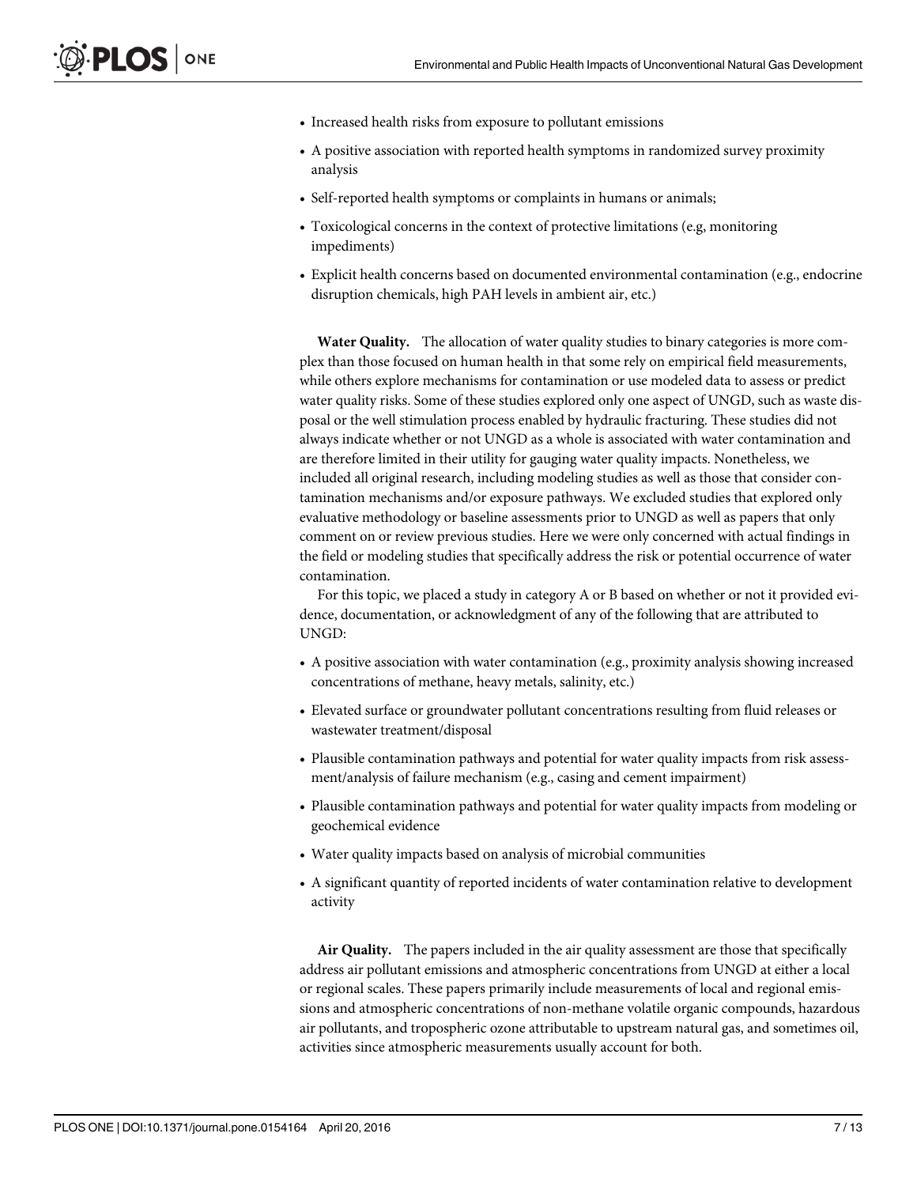- Increased health risks from exposure to pollutant emissions
- A positive association with reported health symptoms in randomized survey proximity analysis
- Self-reported health symptoms or complaints in humans or animals;
- Toxicological concerns in the context of protective limitations (e.g, monitoring impediments)
- Explicit health concerns based on documented environmental contamination (e.g., endocrine disruption chemicals, high PAH levels in ambient air, etc.)

**Water Quality.** The allocation of water quality studies to binary categories is more complex than those focused on human health in that some rely on empirical field measurements, while others explore mechanisms for contamination or use modeled data to assess or predict water quality risks. Some of these studies explored only one aspect of UNGD, such as waste disposal or the well stimulation process enabled by hydraulic fracturing. These studies did not always indicate whether or not UNGD as a whole is associated with water contamination and are therefore limited in their utility for gauging water quality impacts. Nonetheless, we included all original research, including modeling studies as well as those that consider contamination mechanisms and/or exposure pathways. We excluded studies that explored only evaluative methodology or baseline assessments prior to UNGD as well as papers that only comment on or review previous studies. Here we were only concerned with actual findings in the field or modeling studies that specifically address the risk or potential occurrence of water contamination.

For this topic, we placed a study in category A or B based on whether or not it provided evidence, documentation, or acknowledgment of any of the following that are attributed to UNGD:

- A positive association with water contamination (e.g., proximity analysis showing increased concentrations of methane, heavy metals, salinity, etc.)
- Elevated surface or groundwater pollutant concentrations resulting from fluid releases or wastewater treatment/disposal
- Plausible contamination pathways and potential for water quality impacts from risk assessment/analysis of failure mechanism (e.g., casing and cement impairment)
- Plausible contamination pathways and potential for water quality impacts from modeling or geochemical evidence
- Water quality impacts based on analysis of microbial communities
- A significant quantity of reported incidents of water contamination relative to development activity

**Air Quality.** The papers included in the air quality assessment are those that specifically address air pollutant emissions and atmospheric concentrations from UNGD at either a local or regional scales. These papers primarily include measurements of local and regional emissions and atmospheric concentrations of non-methane volatile organic compounds, hazardous air pollutants, and tropospheric ozone attributable to upstream natural gas, and sometimes oil, activities since atmospheric measurements usually account for both.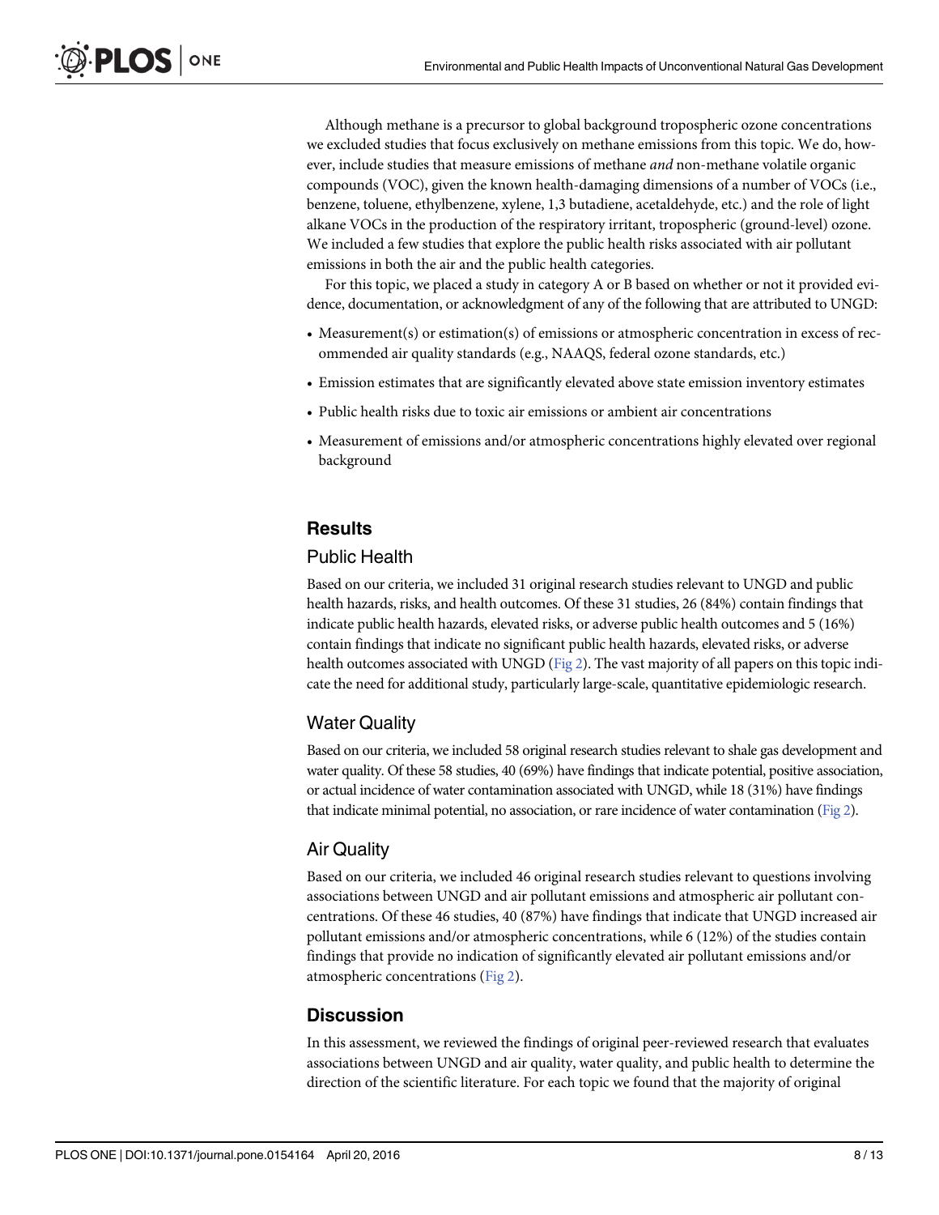Although methane is a precursor to global background tropospheric ozone concentrations we excluded studies that focus exclusively on methane emissions from this topic. We do, however, include studies that measure emissions of methane *and* non-methane volatile organic compounds (VOC), given the known health-damaging dimensions of a number of VOCs (i.e., benzene, toluene, ethylbenzene, xylene, 1,3 butadiene, acetaldehyde, etc.) and the role of light alkane VOCs in the production of the respiratory irritant, tropospheric (ground-level) ozone. We included a few studies that explore the public health risks associated with air pollutant emissions in both the air and the public health categories.

For this topic, we placed a study in category A or B based on whether or not it provided evidence, documentation, or acknowledgment of any of the following that are attributed to UNGD:

- Measurement(s) or estimation(s) of emissions or atmospheric concentration in excess of recommended air quality standards (e.g., NAAQS, federal ozone standards, etc.)
- Emission estimates that are significantly elevated above state emission inventory estimates
- Public health risks due to toxic air emissions or ambient air concentrations
- Measurement of emissions and/or atmospheric concentrations highly elevated over regional background

## Results

### Public Health

Based on our criteria, we included 31 original research studies relevant to UNGD and public health hazards, risks, and health outcomes. Of these 31 studies, 26 (84%) contain findings that indicate public health hazards, elevated risks, or adverse public health outcomes and 5 (16%) contain findings that indicate no significant public health hazards, elevated risks, or adverse health outcomes associated with UNGD (Fig 2). The vast majority of all papers on this topic indicate the need for additional study, particularly large-scale, quantitative epidemiologic research.

### Water Quality

Based on our criteria, we included 58 original research studies relevant to shale gas development and water quality. Of these 58 studies, 40 (69%) have findings that indicate potential, positive association, or actual incidence of water contamination associated with UNGD, while 18 (31%) have findings that indicate minimal potential, no association, or rare incidence of water contamination (Fig 2).

### Air Quality

Based on our criteria, we included 46 original research studies relevant to questions involving associations between UNGD and air pollutant emissions and atmospheric air pollutant concentrations. Of these 46 studies, 40 (87%) have findings that indicate that UNGD increased air pollutant emissions and/or atmospheric concentrations, while 6 (12%) of the studies contain findings that provide no indication of significantly elevated air pollutant emissions and/or atmospheric concentrations (Fig 2).

## Discussion

In this assessment, we reviewed the findings of original peer-reviewed research that evaluates associations between UNGD and air quality, water quality, and public health to determine the direction of the scientific literature. For each topic we found that the majority of original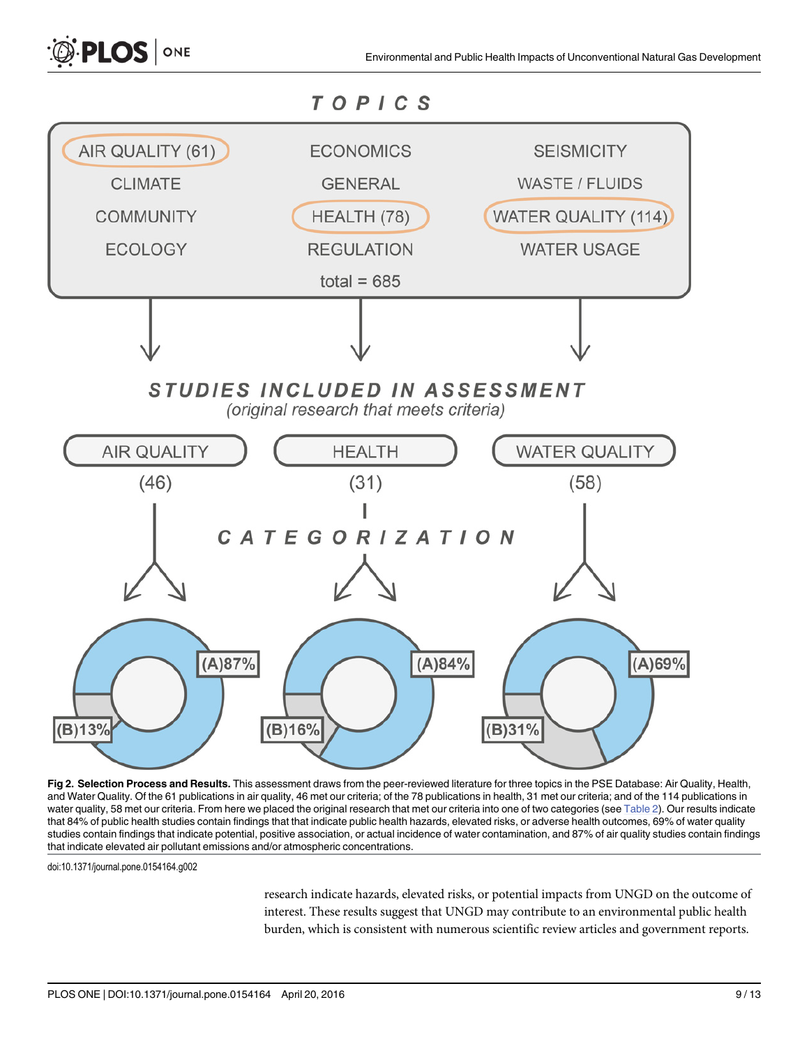Fig 2. Selection Process and Results. This assessment draws from the peer-reviewed literature for three topics in the PSE Database: Air Quality, Health, and Water Quality. Of the 61 publications in air quality, 46 met our criteria; of the 78 publications in health, 31 met our criteria; and of the 114 publications in water quality, 58 met our criteria. From here we placed the original research that met our criteria into one of two categories (see Table 2). Our results indicate that 84% of public health studies contain findings that that indicate public health hazards, elevated risks, or adverse health outcomes, 69% of water quality studies contain findings that indicate potential, positive association, or actual incidence of water contamination, and 87% of air quality studies contain findings that indicate elevated air pollutant emissions and/or atmospheric concentrations.

doi:10.1371/journal.pone.0154164.g002

research indicate hazards, elevated risks, or potential impacts from UNGD on the outcome of interest. These results suggest that UNGD may contribute to an environmental public health burden, which is consistent with numerous scientific review articles and government reports.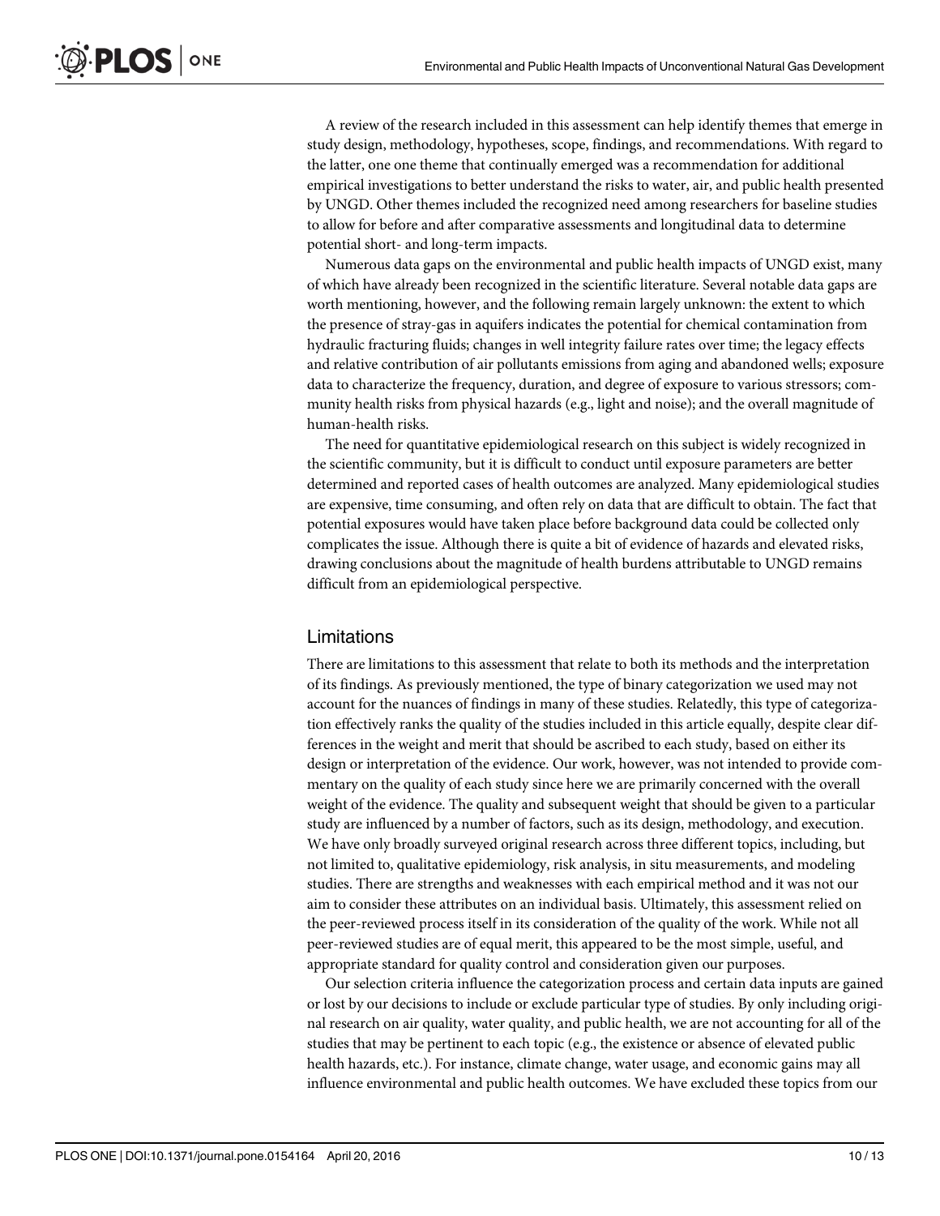A review of the research included in this assessment can help identify themes that emerge in study design, methodology, hypotheses, scope, findings, and recommendations. With regard to the latter, one one theme that continually emerged was a recommendation for additional empirical investigations to better understand the risks to water, air, and public health presented by UNGD. Other themes included the recognized need among researchers for baseline studies to allow for before and after comparative assessments and longitudinal data to determine potential short- and long-term impacts.

Numerous data gaps on the environmental and public health impacts of UNGD exist, many of which have already been recognized in the scientific literature. Several notable data gaps are worth mentioning, however, and the following remain largely unknown: the extent to which the presence of stray-gas in aquifers indicates the potential for chemical contamination from hydraulic fracturing fluids; changes in well integrity failure rates over time; the legacy effects and relative contribution of air pollutants emissions from aging and abandoned wells; exposure data to characterize the frequency, duration, and degree of exposure to various stressors; community health risks from physical hazards (e.g., light and noise); and the overall magnitude of human-health risks.

The need for quantitative epidemiological research on this subject is widely recognized in the scientific community, but it is difficult to conduct until exposure parameters are better determined and reported cases of health outcomes are analyzed. Many epidemiological studies are expensive, time consuming, and often rely on data that are difficult to obtain. The fact that potential exposures would have taken place before background data could be collected only complicates the issue. Although there is quite a bit of evidence of hazards and elevated risks, drawing conclusions about the magnitude of health burdens attributable to UNGD remains difficult from an epidemiological perspective.

## Limitations

There are limitations to this assessment that relate to both its methods and the interpretation of its findings. As previously mentioned, the type of binary categorization we used may not account for the nuances of findings in many of these studies. Relatedly, this type of categorization effectively ranks the quality of the studies included in this article equally, despite clear differences in the weight and merit that should be ascribed to each study, based on either its design or interpretation of the evidence. Our work, however, was not intended to provide commentary on the quality of each study since here we are primarily concerned with the overall weight of the evidence. The quality and subsequent weight that should be given to a particular study are influenced by a number of factors, such as its design, methodology, and execution. We have only broadly surveyed original research across three different topics, including, but not limited to, qualitative epidemiology, risk analysis, in situ measurements, and modeling studies. There are strengths and weaknesses with each empirical method and it was not our aim to consider these attributes on an individual basis. Ultimately, this assessment relied on the peer-reviewed process itself in its consideration of the quality of the work. While not all peer-reviewed studies are of equal merit, this appeared to be the most simple, useful, and appropriate standard for quality control and consideration given our purposes.

Our selection criteria influence the categorization process and certain data inputs are gained or lost by our decisions to include or exclude particular type of studies. By only including original research on air quality, water quality, and public health, we are not accounting for all of the studies that may be pertinent to each topic (e.g., the existence or absence of elevated public health hazards, etc.). For instance, climate change, water usage, and economic gains may all influence environmental and public health outcomes. We have excluded these topics from our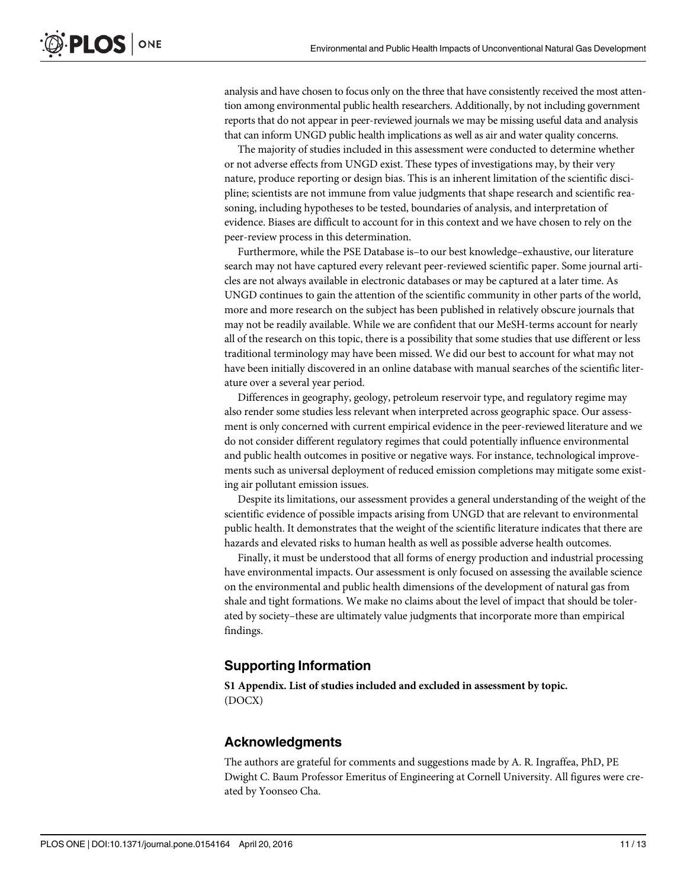analysis and have chosen to focus only on the three that have consistently received the most attention among environmental public health researchers. Additionally, by not including government reports that do not appear in peer-reviewed journals we may be missing useful data and analysis that can inform UNGD public health implications as well as air and water quality concerns.

The majority of studies included in this assessment were conducted to determine whether or not adverse effects from UNGD exist. These types of investigations may, by their very nature, produce reporting or design bias. This is an inherent limitation of the scientific discipline; scientists are not immune from value judgments that shape research and scientific reasoning, including hypotheses to be tested, boundaries of analysis, and interpretation of evidence. Biases are difficult to account for in this context and we have chosen to rely on the peer-review process in this determination.

Furthermore, while the PSE Database is–to our best knowledge–exhaustive, our literature search may not have captured every relevant peer-reviewed scientific paper. Some journal articles are not always available in electronic databases or may be captured at a later time. As UNGD continues to gain the attention of the scientific community in other parts of the world, more and more research on the subject has been published in relatively obscure journals that may not be readily available. While we are confident that our MeSH-terms account for nearly all of the research on this topic, there is a possibility that some studies that use different or less traditional terminology may have been missed. We did our best to account for what may not have been initially discovered in an online database with manual searches of the scientific literature over a several year period.

Differences in geography, geology, petroleum reservoir type, and regulatory regime may also render some studies less relevant when interpreted across geographic space. Our assessment is only concerned with current empirical evidence in the peer-reviewed literature and we do not consider different regulatory regimes that could potentially influence environmental and public health outcomes in positive or negative ways. For instance, technological improvements such as universal deployment of reduced emission completions may mitigate some existing air pollutant emission issues.

Despite its limitations, our assessment provides a general understanding of the weight of the scientific evidence of possible impacts arising from UNGD that are relevant to environmental public health. It demonstrates that the weight of the scientific literature indicates that there are hazards and elevated risks to human health as well as possible adverse health outcomes.

Finally, it must be understood that all forms of energy production and industrial processing have environmental impacts. Our assessment is only focused on assessing the available science on the environmental and public health dimensions of the development of natural gas from shale and tight formations. We make no claims about the level of impact that should be tolerated by society–these are ultimately value judgments that incorporate more than empirical findings.

## Supporting Information

**S1 Appendix. List of studies included and excluded in assessment by topic.**
(DOCX)

## Acknowledgments

The authors are grateful for comments and suggestions made by A. R. Ingraffea, PhD, PE Dwight C. Baum Professor Emeritus of Engineering at Cornell University. All figures were created by Yoonseo Cha.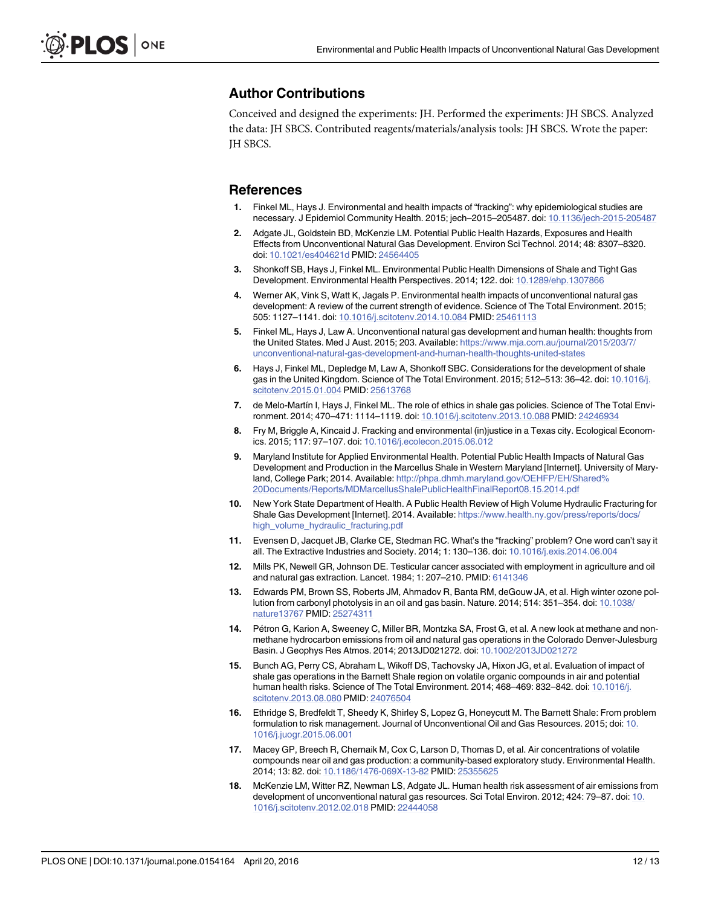## Author Contributions

Conceived and designed the experiments: JH. Performed the experiments: JH SBCS. Analyzed the data: JH SBCS. Contributed reagents/materials/analysis tools: JH SBCS. Wrote the paper: JH SBCS.

## References

1. Finkel ML, Hays J. Environmental and health impacts of "fracking": why epidemiological studies are necessary. J Epidemiol Community Health. 2015; jech–2015–205487. doi: 10.1136/jech-2015-205487
2. Adgate JL, Goldstein BD, McKenzie LM. Potential Public Health Hazards, Exposures and Health Effects from Unconventional Natural Gas Development. Environ Sci Technol. 2014; 48: 8307–8320. doi: 10.1021/es404621d PMID: 24564405
3. Shonkoff SB, Hays J, Finkel ML. Environmental Public Health Dimensions of Shale and Tight Gas Development. Environmental Health Perspectives. 2014; 122. doi: 10.1289/ehp.1307866
4. Werner AK, Vink S, Watt K, Jagals P. Environmental health impacts of unconventional natural gas development: A review of the current strength of evidence. Science of The Total Environment. 2015; 505: 1127–1141. doi: 10.1016/j.scitotenv.2014.10.084 PMID: 25461113
5. Finkel ML, Hays J, Law A. Unconventional natural gas development and human health: thoughts from the United States. Med J Aust. 2015; 203. Available: https://www.mja.com.au/journal/2015/203/7/unconventional-natural-gas-development-and-human-health-thoughts-united-states
6. Hays J, Finkel ML, Depledge M, Law A, Shonkoff SBC. Considerations for the development of shale gas in the United Kingdom. Science of The Total Environment. 2015; 512–513: 36–42. doi: 10.1016/j.scitotenv.2015.01.004 PMID: 25613768
7. de Melo-Martín I, Hays J, Finkel ML. The role of ethics in shale gas policies. Science of The Total Environment. 2014; 470–471: 1114–1119. doi: 10.1016/j.scitotenv.2013.10.088 PMID: 24246934
8. Fry M, Briggle A, Kincaid J. Fracking and environmental (in)justice in a Texas city. Ecological Economics. 2015; 117: 97–107. doi: 10.1016/j.ecolecon.2015.06.012
9. Maryland Institute for Applied Environmental Health. Potential Public Health Impacts of Natural Gas Development and Production in the Marcellus Shale in Western Maryland [Internet]. University of Maryland, College Park; 2014. Available: http://phpa.dhmh.maryland.gov/OEHFP/EH/Shared%20Documents/Reports/MDMarcellusShalePublicHealthFinalReport08.15.2014.pdf
10. New York State Department of Health. A Public Health Review of High Volume Hydraulic Fracturing for Shale Gas Development [Internet]. 2014. Available: https://www.health.ny.gov/press/reports/docs/high_volume_hydraulic_fracturing.pdf
11. Evensen D, Jacquet JB, Clarke CE, Stedman RC. What's the "fracking" problem? One word can't say it all. The Extractive Industries and Society. 2014; 1: 130–136. doi: 10.1016/j.exis.2014.06.004
12. Mills PK, Newell GR, Johnson DE. Testicular cancer associated with employment in agriculture and oil and natural gas extraction. Lancet. 1984; 1: 207–210. PMID: 6141346
13. Edwards PM, Brown SS, Roberts JM, Ahmadov R, Banta RM, deGouw JA, et al. High winter ozone pollution from carbonyl photolysis in an oil and gas basin. Nature. 2014; 514: 351–354. doi: 10.1038/nature13767 PMID: 25274311
14. Pétron G, Karion A, Sweeney C, Miller BR, Montzka SA, Frost G, et al. A new look at methane and non-methane hydrocarbon emissions from oil and natural gas operations in the Colorado Denver-Julesburg Basin. J Geophys Res Atmos. 2014; 2013JD021272. doi: 10.1002/2013JD021272
15. Bunch AG, Perry CS, Abraham L, Wikoff DS, Tachovsky JA, Hixon JG, et al. Evaluation of impact of shale gas operations in the Barnett Shale region on volatile organic compounds in air and potential human health risks. Science of The Total Environment. 2014; 468–469: 832–842. doi: 10.1016/j.scitotenv.2013.08.080 PMID: 24076504
16. Ethridge S, Bredfeldt T, Sheedy K, Shirley S, Lopez G, Honeycutt M. The Barnett Shale: From problem formulation to risk management. Journal of Unconventional Oil and Gas Resources. 2015; doi: 10.1016/j.juogr.2015.06.001
17. Macey GP, Breech R, Chernaik M, Cox C, Larson D, Thomas D, et al. Air concentrations of volatile compounds near oil and gas production: a community-based exploratory study. Environmental Health. 2014; 13: 82. doi: 10.1186/1476-069X-13-82 PMID: 25355625
18. McKenzie LM, Witter RZ, Newman LS, Adgate JL. Human health risk assessment of air emissions from development of unconventional natural gas resources. Sci Total Environ. 2012; 424: 79–87. doi: 10.1016/j.scitotenv.2012.02.018 PMID: 22444058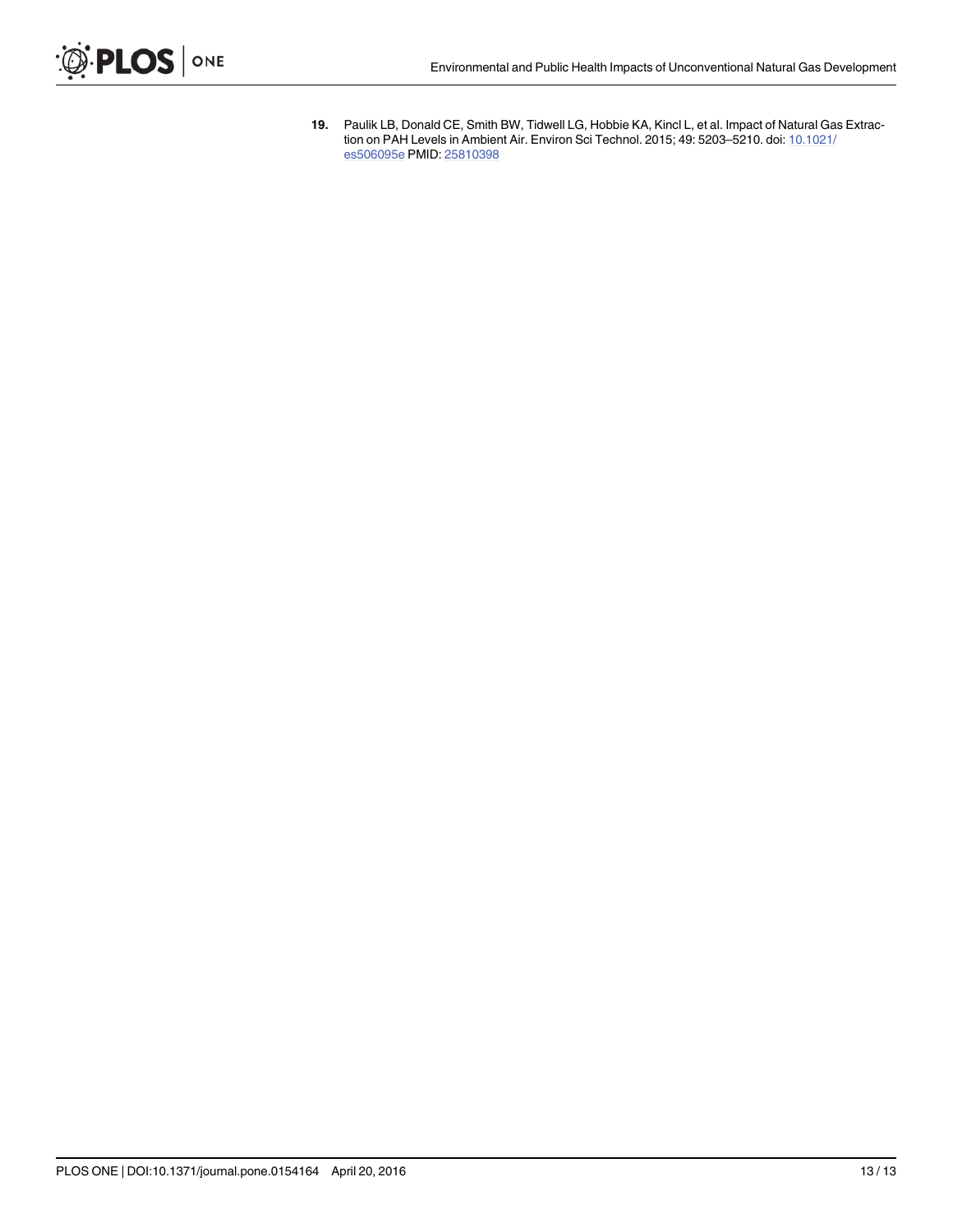19. Paulik LB, Donald CE, Smith BW, Tidwell LG, Hobbie KA, Kincl L, et al. Impact of Natural Gas Extraction on PAH Levels in Ambient Air. Environ Sci Technol. 2015; 49: 5203–5210. doi: 10.1021/es506095e PMID: 25810398